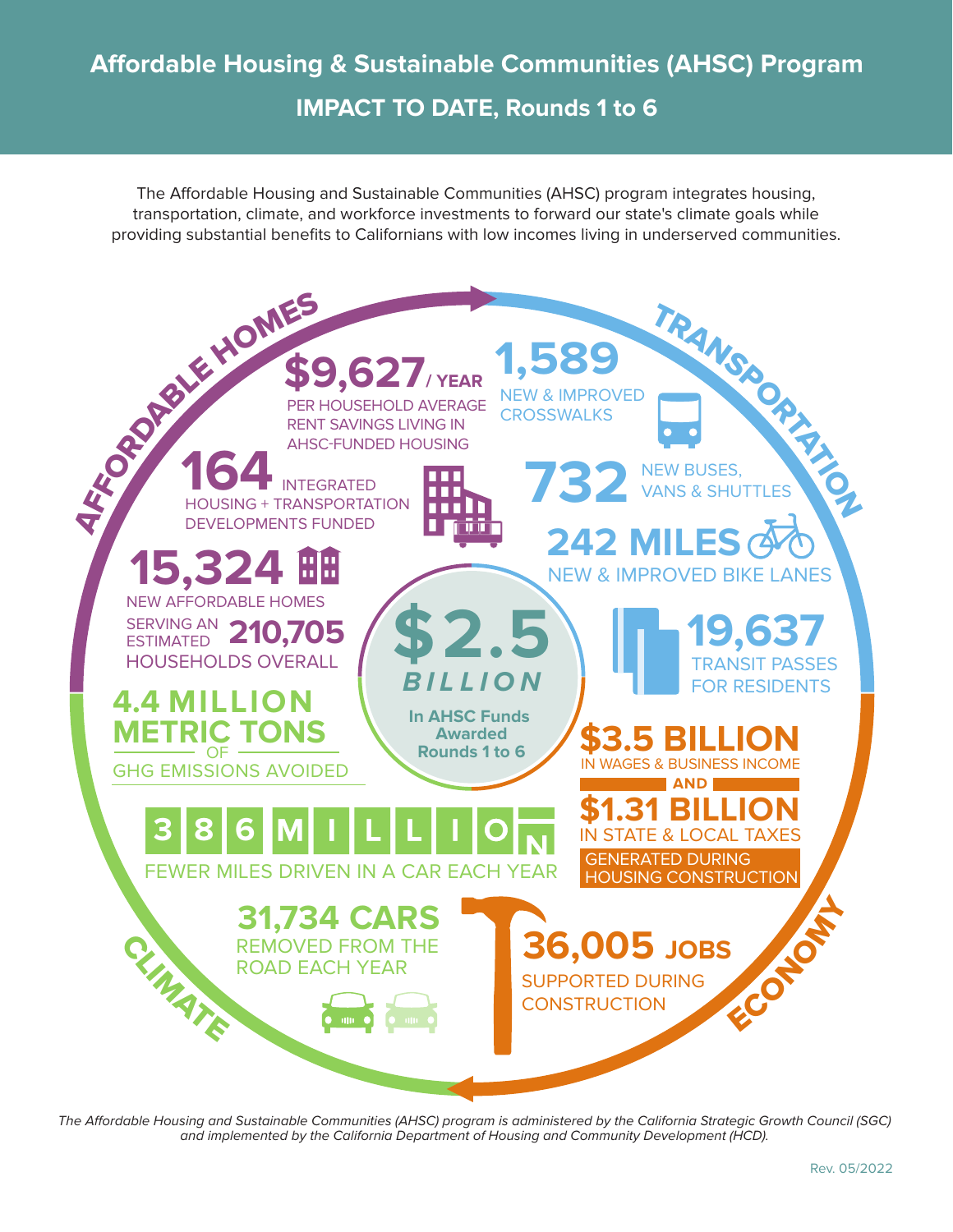# Affordable Housing & Sustainable Communities (AHSC) Program

## IMPACT TO DATE, Rounds 1 to 6

The Affordable Housing and Sustainable Communities (AHSC) program integrates housing, transportation, climate, and workforce investments to forward our state's climate goals while providing substantial benefits to Californians with low incomes living in underserved communities.

### $2.5 BILLION

In AHSC Funds Awarded Rounds 1 to 6

### AFFORDABLE HOMES

**$9,627 / YEAR**
PER HOUSEHOLD AVERAGE RENT SAVINGS LIVING IN AHSC-FUNDED HOUSING

**164** INTEGRATED HOUSING + TRANSPORTATION DEVELOPMENTS FUNDED

**15,324**
NEW AFFORDABLE HOMES SERVING AN ESTIMATED **210,705** HOUSEHOLDS OVERALL

### TRANSPORTATION

**1,589**
NEW & IMPROVED CROSSWALKS

**732** NEW BUSES, VANS & SHUTTLES

**242 MILES**
NEW & IMPROVED BIKE LANES

**19,637**
TRANSIT PASSES FOR RESIDENTS

### ECONOMY

**$3.5 BILLION**
IN WAGES & BUSINESS INCOME

AND

**$1.31 BILLION**
IN STATE & LOCAL TAXES

GENERATED DURING HOUSING CONSTRUCTION

**36,005 JOBS**
SUPPORTED DURING CONSTRUCTION

### CLIMATE

**4.4 MILLION METRIC TONS**
OF GHG EMISSIONS AVOIDED

**386 MILLION**
FEWER MILES DRIVEN IN A CAR EACH YEAR

**31,734 CARS**
REMOVED FROM THE ROAD EACH YEAR

*The Affordable Housing and Sustainable Communities (AHSC) program is administered by the California Strategic Growth Council (SGC) and implemented by the California Department of Housing and Community Development (HCD).*

Rev. 05/2022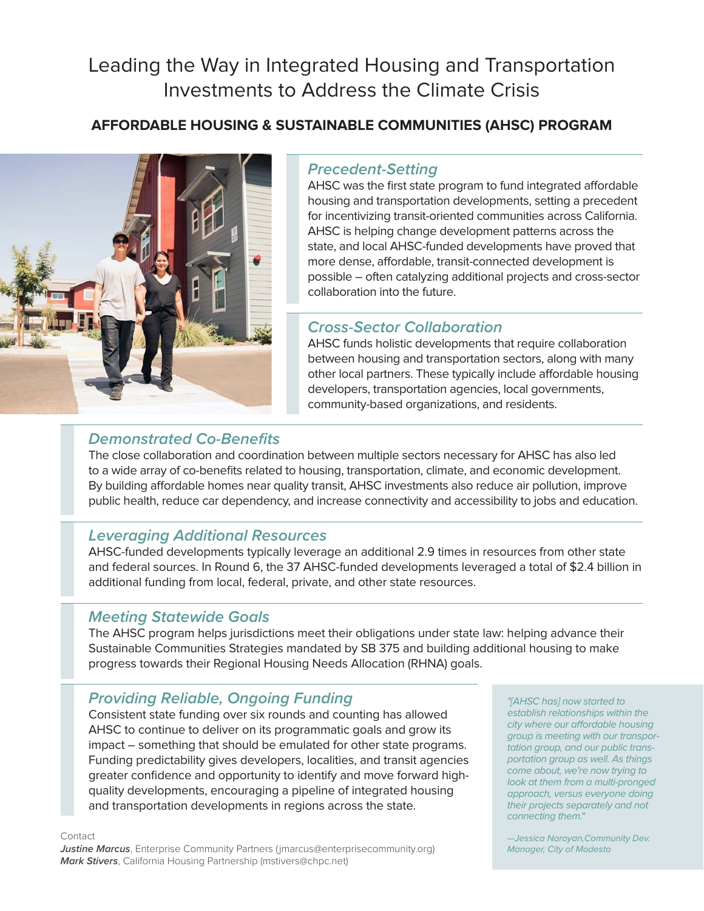# Leading the Way in Integrated Housing and Transportation Investments to Address the Climate Crisis

**AFFORDABLE HOUSING & SUSTAINABLE COMMUNITIES (AHSC) PROGRAM**

## *Precedent-Setting*

AHSC was the first state program to fund integrated affordable housing and transportation developments, setting a precedent for incentivizing transit-oriented communities across California. AHSC is helping change development patterns across the state, and local AHSC-funded developments have proved that more dense, affordable, transit-connected development is possible – often catalyzing additional projects and cross-sector collaboration into the future.

## *Cross-Sector Collaboration*

AHSC funds holistic developments that require collaboration between housing and transportation sectors, along with many other local partners. These typically include affordable housing developers, transportation agencies, local governments, community-based organizations, and residents.

## *Demonstrated Co-Benefits*

The close collaboration and coordination between multiple sectors necessary for AHSC has also led to a wide array of co-benefits related to housing, transportation, climate, and economic development. By building affordable homes near quality transit, AHSC investments also reduce air pollution, improve public health, reduce car dependency, and increase connectivity and accessibility to jobs and education.

## *Leveraging Additional Resources*

AHSC-funded developments typically leverage an additional 2.9 times in resources from other state and federal sources. In Round 6, the 37 AHSC-funded developments leveraged a total of $2.4 billion in additional funding from local, federal, private, and other state resources.

## *Meeting Statewide Goals*

The AHSC program helps jurisdictions meet their obligations under state law: helping advance their Sustainable Communities Strategies mandated by SB 375 and building additional housing to make progress towards their Regional Housing Needs Allocation (RHNA) goals.

## *Providing Reliable, Ongoing Funding*

Consistent state funding over six rounds and counting has allowed AHSC to continue to deliver on its programmatic goals and grow its impact – something that should be emulated for other state programs. Funding predictability gives developers, localities, and transit agencies greater confidence and opportunity to identify and move forward high-quality developments, encouraging a pipeline of integrated housing and transportation developments in regions across the state.

*"[AHSC has] now started to establish relationships within the city where our affordable housing group is meeting with our transportation group, and our public transportation group as well. As things come about, we're now trying to look at them from a multi-pronged approach, versus everyone doing their projects separately and not connecting them."*

*—Jessica Narayan,Community Dev. Manager, City of Modesto*

Contact

***Justine Marcus***, Enterprise Community Partners (jmarcus@enterprisecommunity.org)
***Mark Stivers***, California Housing Partnership (mstivers@chpc.net)